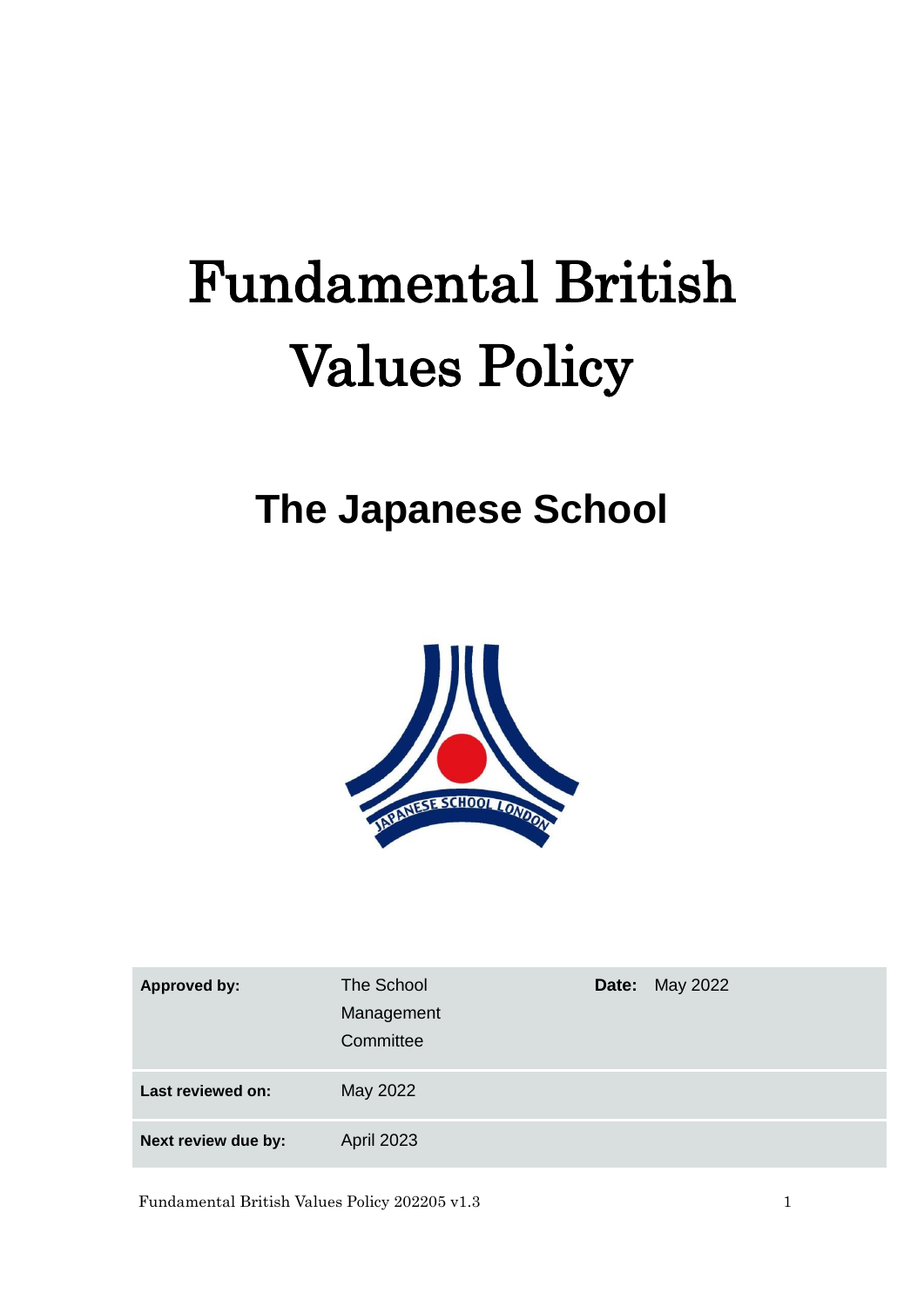# Fundamental British Values Policy

## The Japanese School

| Approved by: | The School Management Committee | Date: | May 2022 |
|---|---|---|---|
| Last reviewed on: | May 2022 | | |
| Next review due by: | April 2023 | | |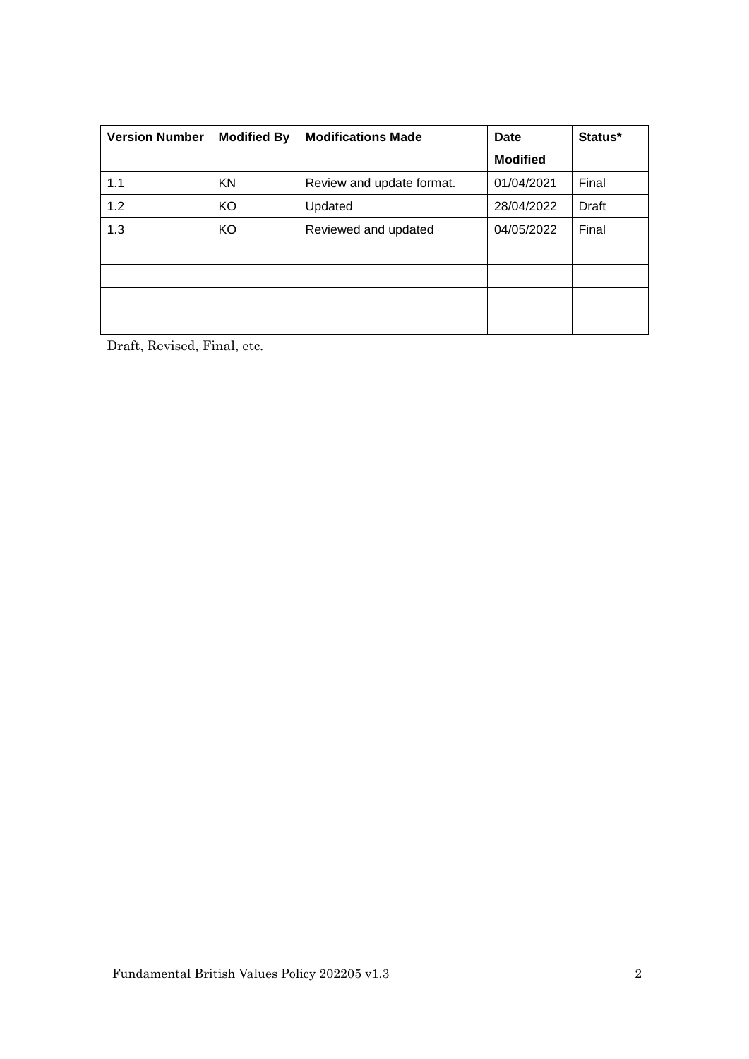| Version Number | Modified By | Modifications Made | Date Modified | Status* |
|---|---|---|---|---|
| 1.1 | KN | Review and update format. | 01/04/2021 | Final |
| 1.2 | KO | Updated | 28/04/2022 | Draft |
| 1.3 | KO | Reviewed and updated | 04/05/2022 | Final |
| | | | | |
| | | | | |
| | | | | |
| | | | | |

Draft, Revised, Final, etc.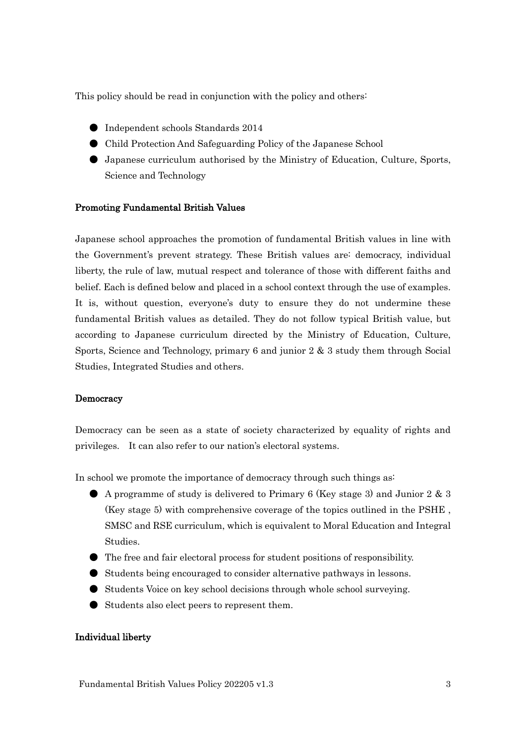This policy should be read in conjunction with the policy and others:

- Independent schools Standards 2014
- Child Protection And Safeguarding Policy of the Japanese School
- Japanese curriculum authorised by the Ministry of Education, Culture, Sports, Science and Technology

**Promoting Fundamental British Values**

Japanese school approaches the promotion of fundamental British values in line with the Government's prevent strategy. These British values are: democracy, individual liberty, the rule of law, mutual respect and tolerance of those with different faiths and belief. Each is defined below and placed in a school context through the use of examples. It is, without question, everyone's duty to ensure they do not undermine these fundamental British values as detailed. They do not follow typical British value, but according to Japanese curriculum directed by the Ministry of Education, Culture, Sports, Science and Technology, primary 6 and junior 2 & 3 study them through Social Studies, Integrated Studies and others.

**Democracy**

Democracy can be seen as a state of society characterized by equality of rights and privileges. It can also refer to our nation's electoral systems.

In school we promote the importance of democracy through such things as:

- A programme of study is delivered to Primary 6 (Key stage 3) and Junior 2 & 3 (Key stage 5) with comprehensive coverage of the topics outlined in the PSHE , SMSC and RSE curriculum, which is equivalent to Moral Education and Integral Studies.
- The free and fair electoral process for student positions of responsibility.
- Students being encouraged to consider alternative pathways in lessons.
- Students Voice on key school decisions through whole school surveying.
- Students also elect peers to represent them.

**Individual liberty**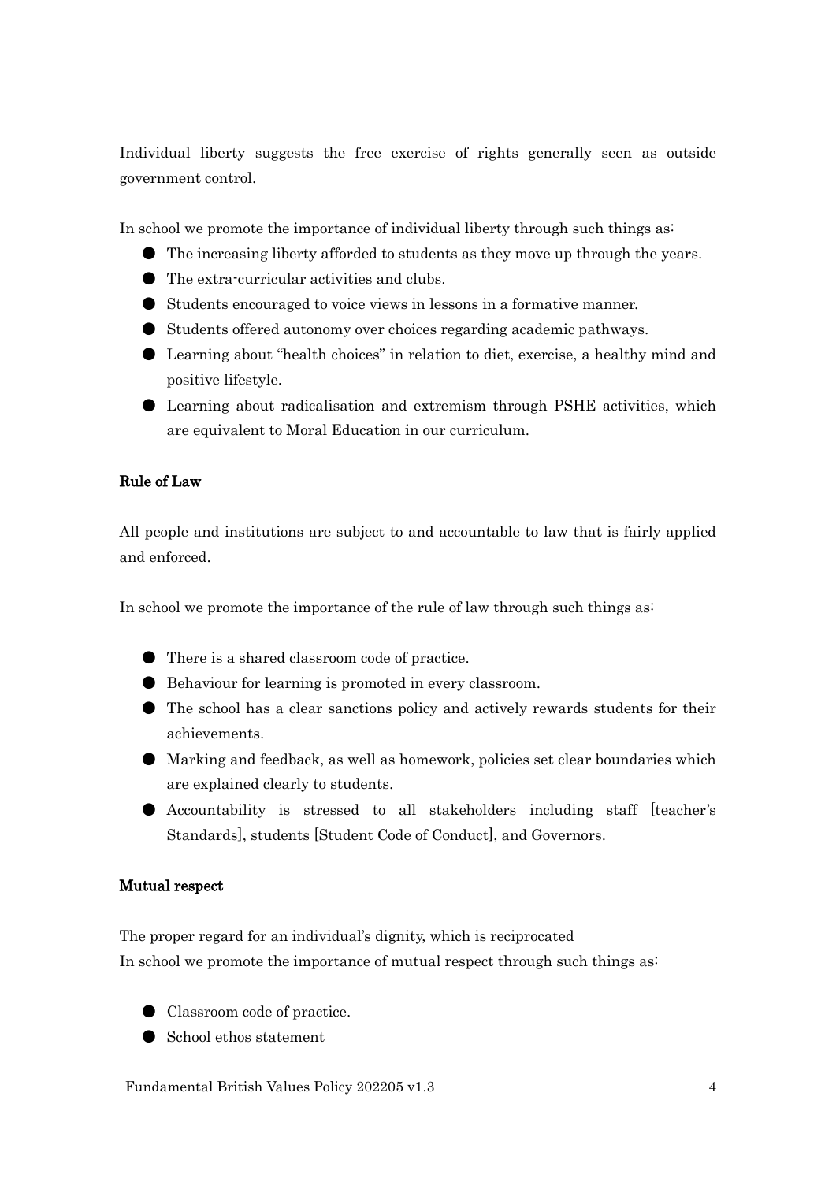Individual liberty suggests the free exercise of rights generally seen as outside government control.

In school we promote the importance of individual liberty through such things as:

- The increasing liberty afforded to students as they move up through the years.
- The extra-curricular activities and clubs.
- Students encouraged to voice views in lessons in a formative manner.
- Students offered autonomy over choices regarding academic pathways.
- Learning about "health choices" in relation to diet, exercise, a healthy mind and positive lifestyle.
- Learning about radicalisation and extremism through PSHE activities, which are equivalent to Moral Education in our curriculum.

**Rule of Law**

All people and institutions are subject to and accountable to law that is fairly applied and enforced.

In school we promote the importance of the rule of law through such things as:

- There is a shared classroom code of practice.
- Behaviour for learning is promoted in every classroom.
- The school has a clear sanctions policy and actively rewards students for their achievements.
- Marking and feedback, as well as homework, policies set clear boundaries which are explained clearly to students.
- Accountability is stressed to all stakeholders including staff [teacher's Standards], students [Student Code of Conduct], and Governors.

**Mutual respect**

The proper regard for an individual's dignity, which is reciprocated
In school we promote the importance of mutual respect through such things as:

- Classroom code of practice.
- School ethos statement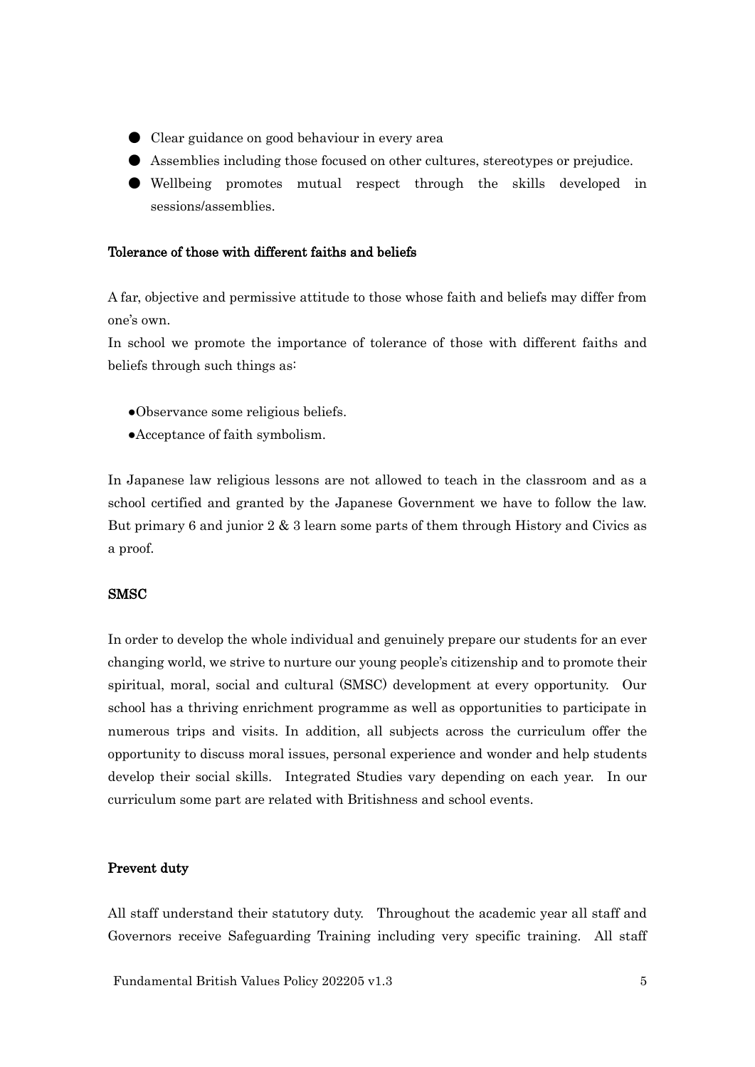- Clear guidance on good behaviour in every area
- Assemblies including those focused on other cultures, stereotypes or prejudice.
- Wellbeing promotes mutual respect through the skills developed in sessions/assemblies.

**Tolerance of those with different faiths and beliefs**

A far, objective and permissive attitude to those whose faith and beliefs may differ from one's own.

In school we promote the importance of tolerance of those with different faiths and beliefs through such things as:

- Observance some religious beliefs.
- Acceptance of faith symbolism.

In Japanese law religious lessons are not allowed to teach in the classroom and as a school certified and granted by the Japanese Government we have to follow the law. But primary 6 and junior 2 & 3 learn some parts of them through History and Civics as a proof.

**SMSC**

In order to develop the whole individual and genuinely prepare our students for an ever changing world, we strive to nurture our young people's citizenship and to promote their spiritual, moral, social and cultural (SMSC) development at every opportunity. Our school has a thriving enrichment programme as well as opportunities to participate in numerous trips and visits. In addition, all subjects across the curriculum offer the opportunity to discuss moral issues, personal experience and wonder and help students develop their social skills. Integrated Studies vary depending on each year. In our curriculum some part are related with Britishness and school events.

**Prevent duty**

All staff understand their statutory duty. Throughout the academic year all staff and Governors receive Safeguarding Training including very specific training. All staff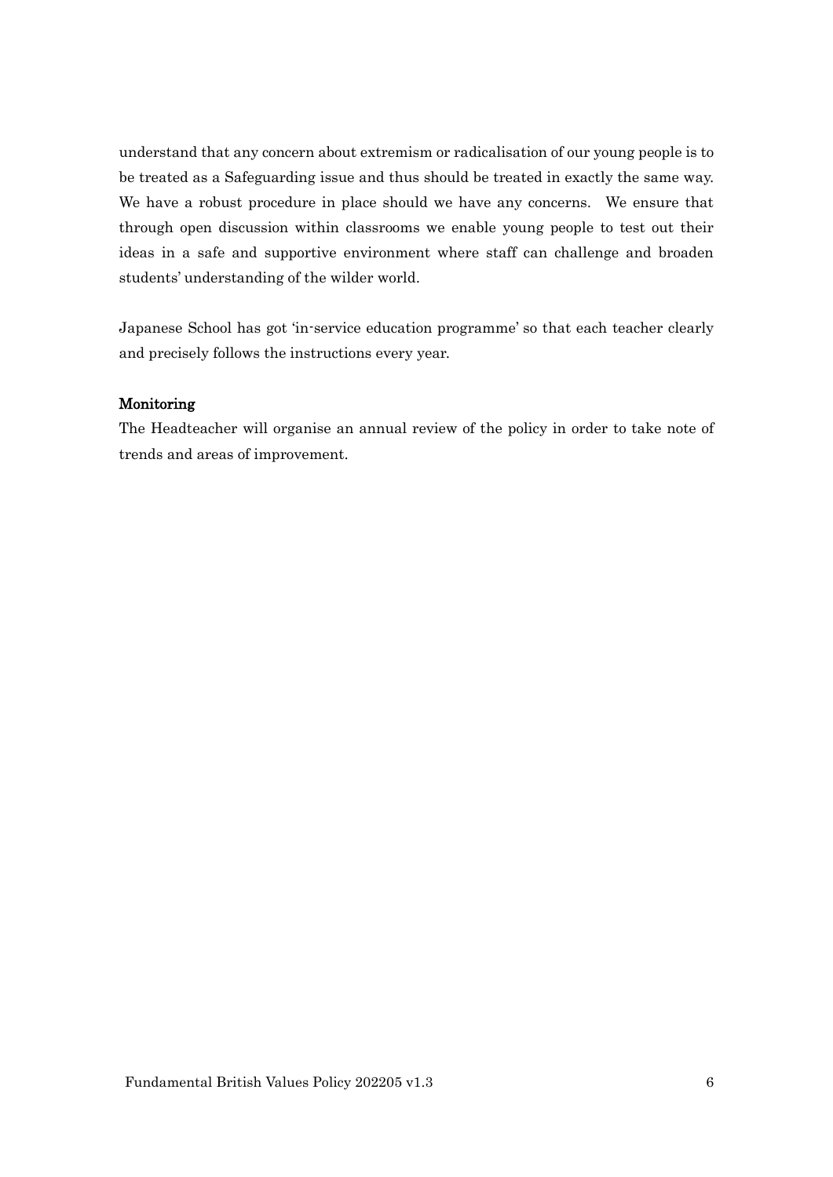understand that any concern about extremism or radicalisation of our young people is to be treated as a Safeguarding issue and thus should be treated in exactly the same way. We have a robust procedure in place should we have any concerns. We ensure that through open discussion within classrooms we enable young people to test out their ideas in a safe and supportive environment where staff can challenge and broaden students' understanding of the wilder world.

Japanese School has got 'in-service education programme' so that each teacher clearly and precisely follows the instructions every year.

**Monitoring**

The Headteacher will organise an annual review of the policy in order to take note of trends and areas of improvement.